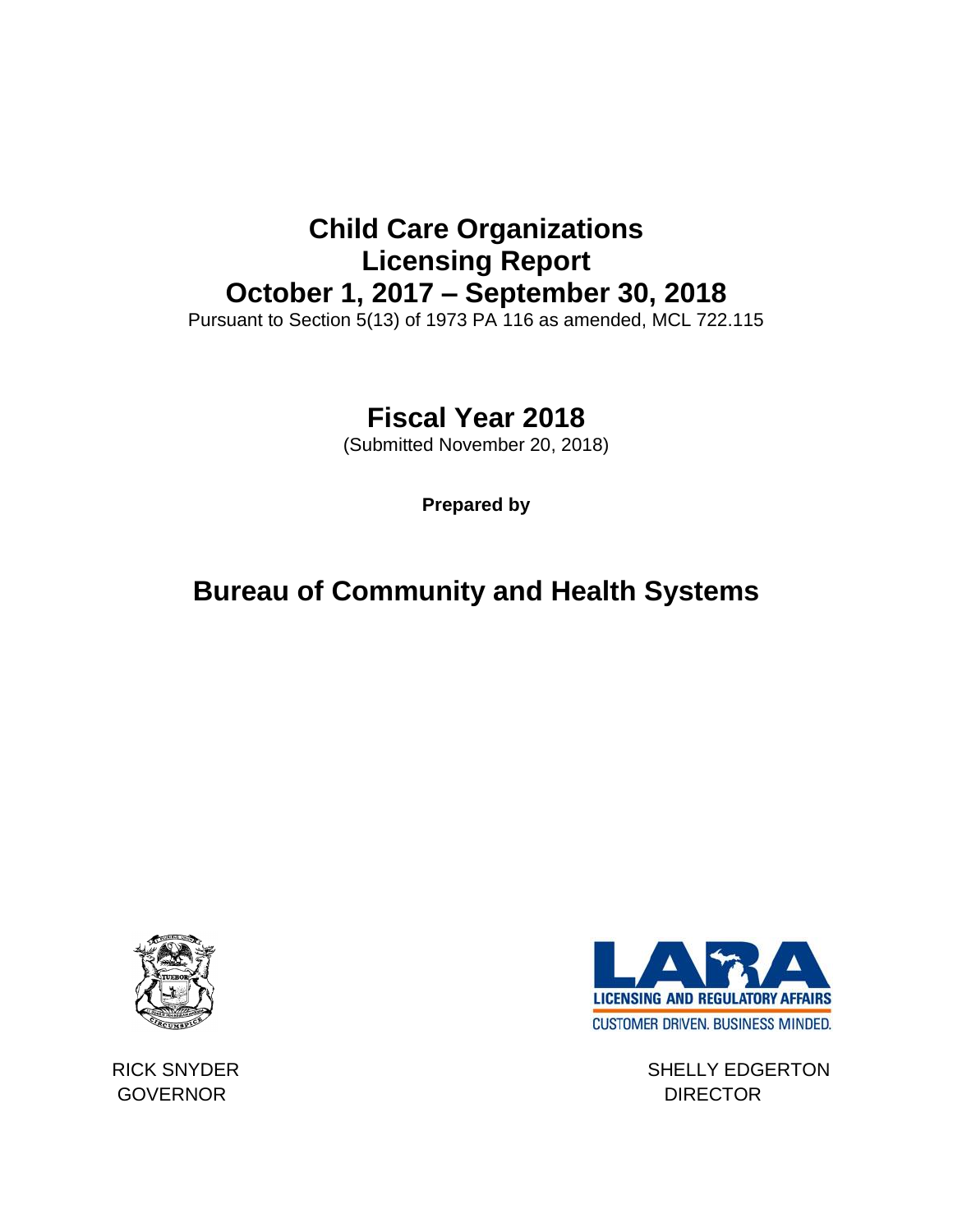# Child Care Organizations Licensing Report October 1, 2017 – September 30, 2018

Pursuant to Section 5(13) of 1973 PA 116 as amended, MCL 722.115

## Fiscal Year 2018

(Submitted November 20, 2018)

**Prepared by**

## Bureau of Community and Health Systems

LICENSING AND REGULATORY AFFAIRS

CUSTOMER DRIVEN. BUSINESS MINDED.

RICK SNYDER
GOVERNOR

SHELLY EDGERTON
DIRECTOR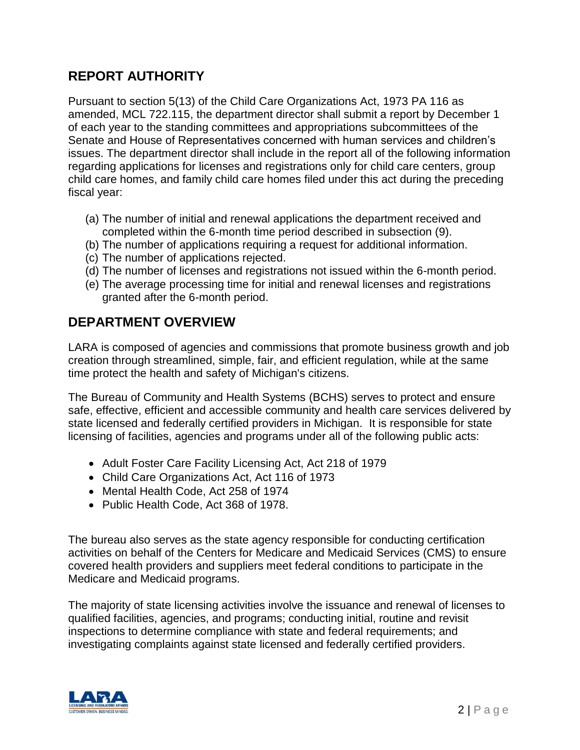## REPORT AUTHORITY

Pursuant to section 5(13) of the Child Care Organizations Act, 1973 PA 116 as amended, MCL 722.115, the department director shall submit a report by December 1 of each year to the standing committees and appropriations subcommittees of the Senate and House of Representatives concerned with human services and children's issues. The department director shall include in the report all of the following information regarding applications for licenses and registrations only for child care centers, group child care homes, and family child care homes filed under this act during the preceding fiscal year:

(a) The number of initial and renewal applications the department received and completed within the 6-month time period described in subsection (9).
(b) The number of applications requiring a request for additional information.
(c) The number of applications rejected.
(d) The number of licenses and registrations not issued within the 6-month period.
(e) The average processing time for initial and renewal licenses and registrations granted after the 6-month period.

## DEPARTMENT OVERVIEW

LARA is composed of agencies and commissions that promote business growth and job creation through streamlined, simple, fair, and efficient regulation, while at the same time protect the health and safety of Michigan's citizens.

The Bureau of Community and Health Systems (BCHS) serves to protect and ensure safe, effective, efficient and accessible community and health care services delivered by state licensed and federally certified providers in Michigan. It is responsible for state licensing of facilities, agencies and programs under all of the following public acts:

- Adult Foster Care Facility Licensing Act, Act 218 of 1979
- Child Care Organizations Act, Act 116 of 1973
- Mental Health Code, Act 258 of 1974
- Public Health Code, Act 368 of 1978.

The bureau also serves as the state agency responsible for conducting certification activities on behalf of the Centers for Medicare and Medicaid Services (CMS) to ensure covered health providers and suppliers meet federal conditions to participate in the Medicare and Medicaid programs.

The majority of state licensing activities involve the issuance and renewal of licenses to qualified facilities, agencies, and programs; conducting initial, routine and revisit inspections to determine compliance with state and federal requirements; and investigating complaints against state licensed and federally certified providers.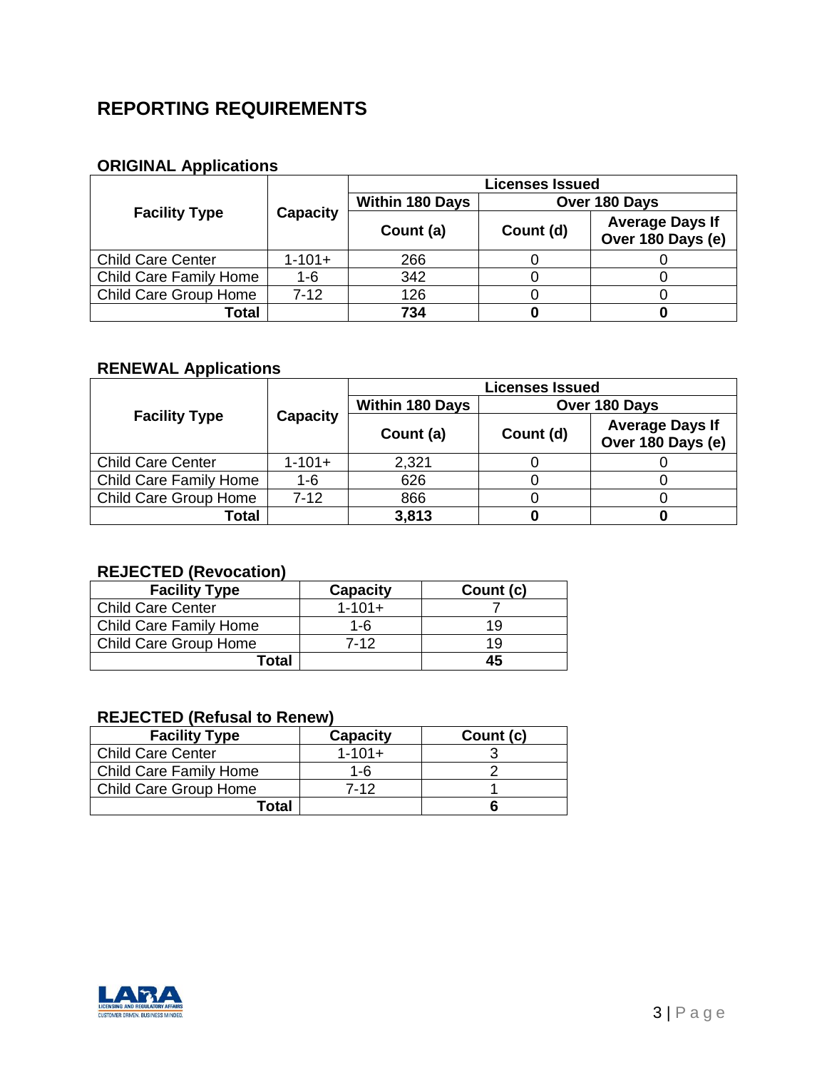## REPORTING REQUIREMENTS

### ORIGINAL Applications

| Facility Type | Capacity | Licenses Issued | | |
|---|---|---|---|---|
| | | Within 180 Days | Over 180 Days | |
| | | Count (a) | Count (d) | Average Days If Over 180 Days (e) |
| Child Care Center | 1-101+ | 266 | 0 | 0 |
| Child Care Family Home | 1-6 | 342 | 0 | 0 |
| Child Care Group Home | 7-12 | 126 | 0 | 0 |
| **Total** | | **734** | **0** | **0** |

### RENEWAL Applications

| Facility Type | Capacity | Licenses Issued | | |
|---|---|---|---|---|
| | | Within 180 Days | Over 180 Days | |
| | | Count (a) | Count (d) | Average Days If Over 180 Days (e) |
| Child Care Center | 1-101+ | 2,321 | 0 | 0 |
| Child Care Family Home | 1-6 | 626 | 0 | 0 |
| Child Care Group Home | 7-12 | 866 | 0 | 0 |
| **Total** | | **3,813** | **0** | **0** |

### REJECTED (Revocation)

| Facility Type | Capacity | Count (c) |
|---|---|---|
| Child Care Center | 1-101+ | 7 |
| Child Care Family Home | 1-6 | 19 |
| Child Care Group Home | 7-12 | 19 |
| **Total** | | **45** |

### REJECTED (Refusal to Renew)

| Facility Type | Capacity | Count (c) |
|---|---|---|
| Child Care Center | 1-101+ | 3 |
| Child Care Family Home | 1-6 | 2 |
| Child Care Group Home | 7-12 | 1 |
| **Total** | | **6** |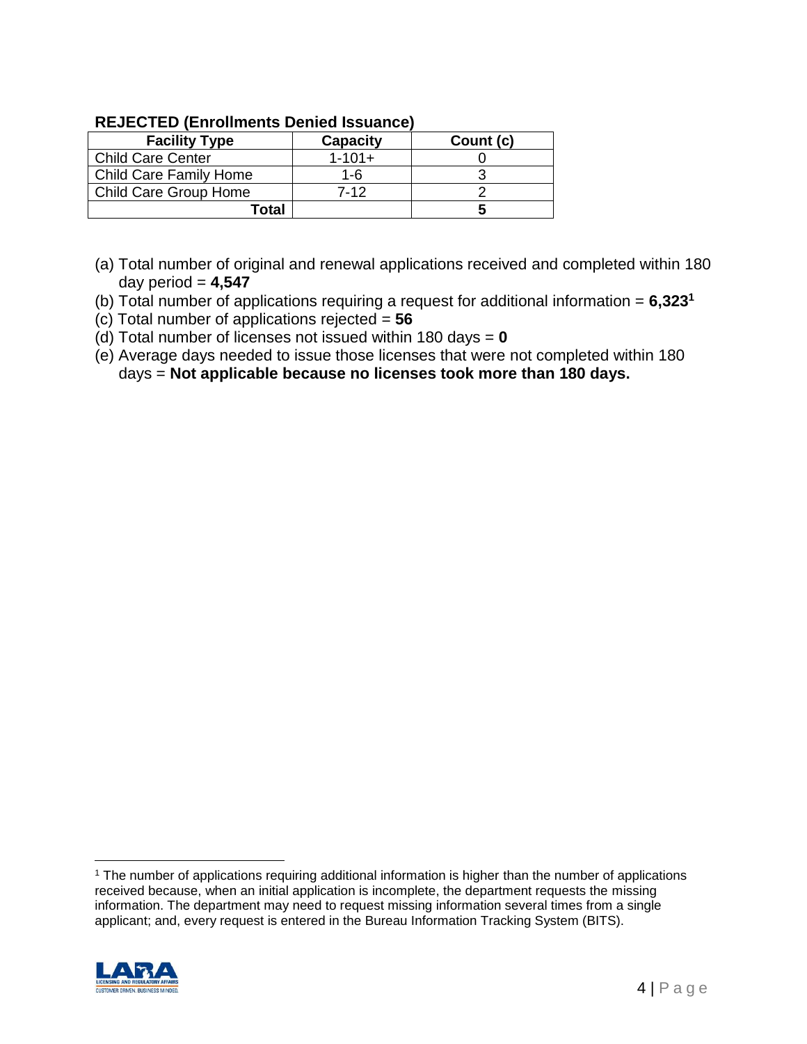**REJECTED (Enrollments Denied Issuance)**

| Facility Type | Capacity | Count (c) |
|---|---|---|
| Child Care Center | 1-101+ | 0 |
| Child Care Family Home | 1-6 | 3 |
| Child Care Group Home | 7-12 | 2 |
| **Total** | | **5** |

(a) Total number of original and renewal applications received and completed within 180 day period = **4,547**

(b) Total number of applications requiring a request for additional information = **6,323**[1]

(c) Total number of applications rejected = **56**

(d) Total number of licenses not issued within 180 days = **0**

(e) Average days needed to issue those licenses that were not completed within 180 days = **Not applicable because no licenses took more than 180 days.**

[1] The number of applications requiring additional information is higher than the number of applications received because, when an initial application is incomplete, the department requests the missing information. The department may need to request missing information several times from a single applicant; and, every request is entered in the Bureau Information Tracking System (BITS).